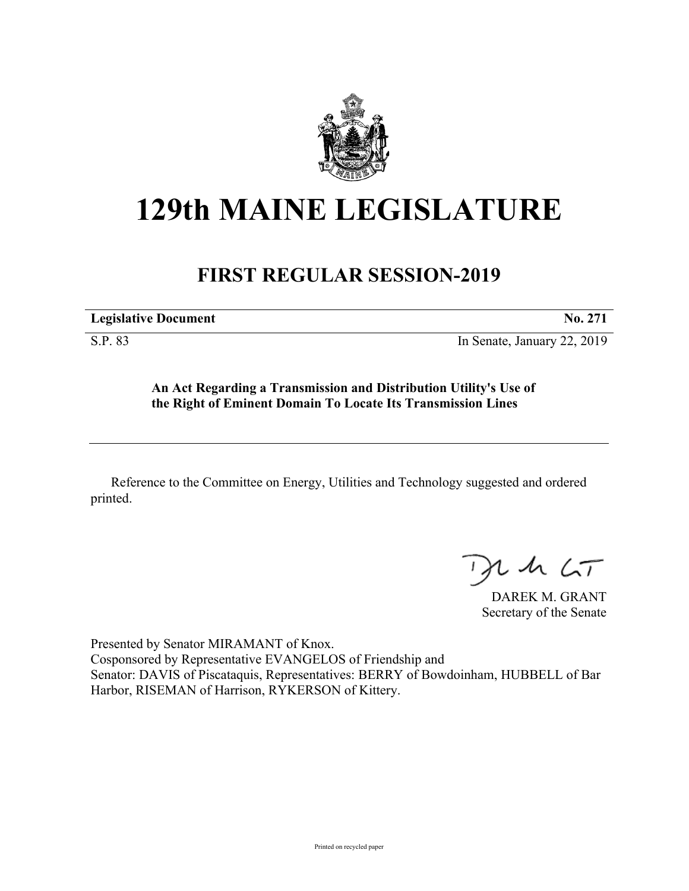# 129th MAINE LEGISLATURE

## FIRST REGULAR SESSION-2019

**Legislative Document** **No. 271**

S.P. 83 In Senate, January 22, 2019

**An Act Regarding a Transmission and Distribution Utility's Use of the Right of Eminent Domain To Locate Its Transmission Lines**

Reference to the Committee on Energy, Utilities and Technology suggested and ordered printed.

DAREK M. GRANT
Secretary of the Senate

Presented by Senator MIRAMANT of Knox.
Cosponsored by Representative EVANGELOS of Friendship and
Senator: DAVIS of Piscataquis, Representatives: BERRY of Bowdoinham, HUBBELL of Bar Harbor, RISEMAN of Harrison, RYKERSON of Kittery.

Printed on recycled paper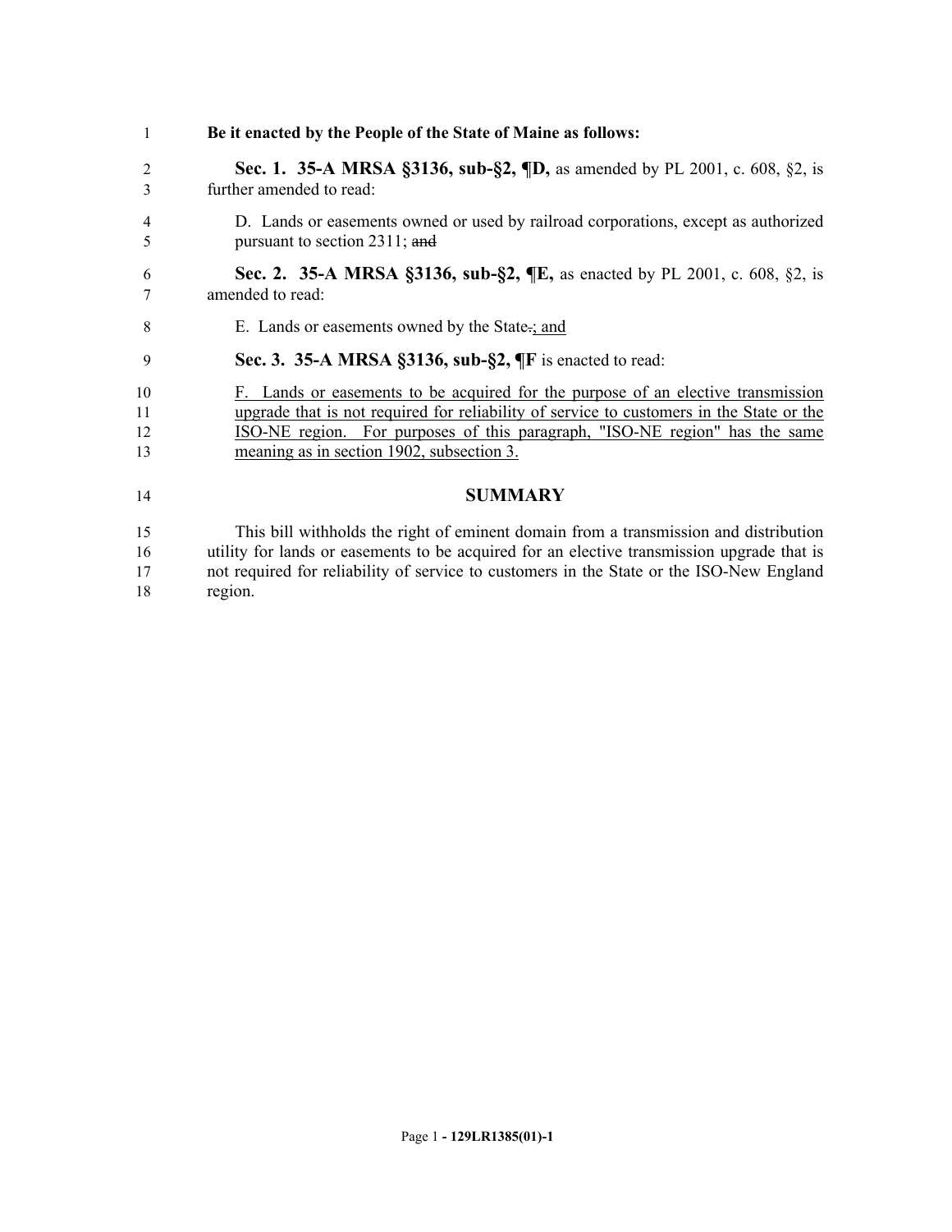**Be it enacted by the People of the State of Maine as follows:**

**Sec. 1. 35-A MRSA §3136, sub-§2, ¶D,** as amended by PL 2001, c. 608, §2, is further amended to read:

D. Lands or easements owned or used by railroad corporations, except as authorized pursuant to section 2311; ~~and~~

**Sec. 2. 35-A MRSA §3136, sub-§2, ¶E,** as enacted by PL 2001, c. 608, §2, is amended to read:

E. Lands or easements owned by the State~~.~~; and

**Sec. 3. 35-A MRSA §3136, sub-§2, ¶F** is enacted to read:

F. Lands or easements to be acquired for the purpose of an elective transmission upgrade that is not required for reliability of service to customers in the State or the ISO-NE region. For purposes of this paragraph, "ISO-NE region" has the same meaning as in section 1902, subsection 3.

## SUMMARY

This bill withholds the right of eminent domain from a transmission and distribution utility for lands or easements to be acquired for an elective transmission upgrade that is not required for reliability of service to customers in the State or the ISO-New England region.